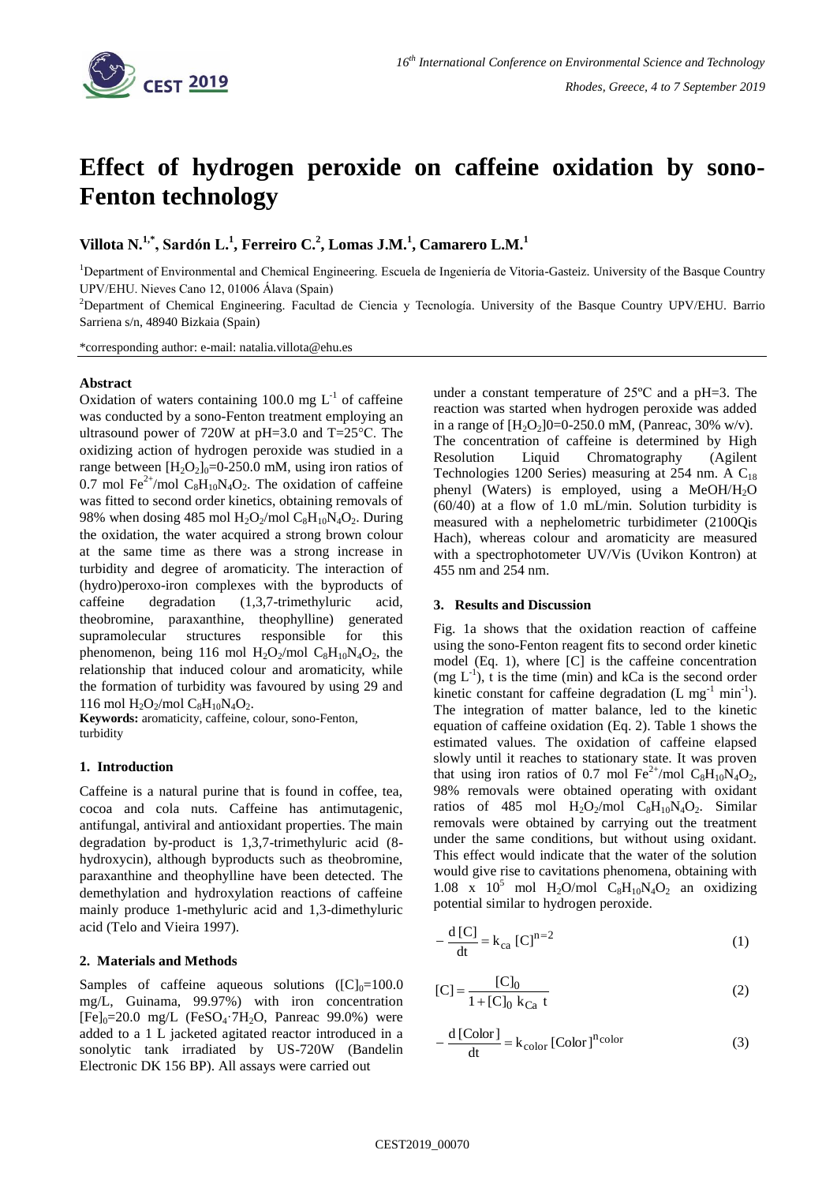# Effect of hydrogen peroxide on caffeine oxidation by sono-Fenton technology

**Villota N.[1,*], Sardón L.[1], Ferreiro C.[2], Lomas J.M.[1], Camarero L.M.[1]**

[1]Department of Environmental and Chemical Engineering. Escuela de Ingeniería de Vitoria-Gasteiz. University of the Basque Country UPV/EHU. Nieves Cano 12, 01006 Álava (Spain)

[2]Department of Chemical Engineering. Facultad de Ciencia y Tecnología. University of the Basque Country UPV/EHU. Barrio Sarriena s/n, 48940 Bizkaia (Spain)

*corresponding author: e-mail: natalia.villota@ehu.es

## Abstract

Oxidation of waters containing 100.0 mg $L^{-1}$ of caffeine was conducted by a sono-Fenton treatment employing an ultrasound power of 720W at pH=3.0 and T=25°C. The oxidizing action of hydrogen peroxide was studied in a range between $[H_2O_2]_0$=0-250.0 mM, using iron ratios of 0.7 mol $Fe^{2+}$/mol $C_8H_{10}N_4O_2$. The oxidation of caffeine was fitted to second order kinetics, obtaining removals of 98% when dosing 485 mol $H_2O_2$/mol $C_8H_{10}N_4O_2$. During the oxidation, the water acquired a strong brown colour at the same time as there was a strong increase in turbidity and degree of aromaticity. The interaction of (hydro)peroxo-iron complexes with the byproducts of caffeine degradation (1,3,7-trimethyluric acid, theobromine, paraxanthine, theophylline) generated supramolecular structures responsible for this phenomenon, being 116 mol $H_2O_2$/mol $C_8H_{10}N_4O_2$, the relationship that induced colour and aromaticity, while the formation of turbidity was favoured by using 29 and 116 mol $H_2O_2$/mol $C_8H_{10}N_4O_2$.

**Keywords:** aromaticity, caffeine, colour, sono-Fenton, turbidity

## 1. Introduction

Caffeine is a natural purine that is found in coffee, tea, cocoa and cola nuts. Caffeine has antimutagenic, antifungal, antiviral and antioxidant properties. The main degradation by-product is 1,3,7-trimethyluric acid (8-hydroxycin), although byproducts such as theobromine, paraxanthine and theophylline have been detected. The demethylation and hydroxylation reactions of caffeine mainly produce 1-methyluric acid and 1,3-dimethyluric acid (Telo and Vieira 1997).

## 2. Materials and Methods

Samples of caffeine aqueous solutions ($[C]_0$=100.0 mg/L, Guinama, 99.97%) with iron concentration $[Fe]_0$=20.0 mg/L ($FeSO_4 \cdot 7H_2O$, Panreac 99.0%) were added to a 1 L jacketed agitated reactor introduced in a sonolytic tank irradiated by US-720W (Bandelin Electronic DK 156 BP). All assays were carried out under a constant temperature of 25ºC and a pH=3. The reaction was started when hydrogen peroxide was added in a range of $[H_2O_2]0$=0-250.0 mM, (Panreac, 30% w/v). The concentration of caffeine is determined by High Resolution Liquid Chromatography (Agilent Technologies 1200 Series) measuring at 254 nm. A $C_{18}$ phenyl (Waters) is employed, using a MeOH/$H_2O$ (60/40) at a flow of 1.0 mL/min. Solution turbidity is measured with a nephelometric turbidimeter (2100Qis Hach), whereas colour and aromaticity are measured with a spectrophotometer UV/Vis (Uvikon Kontron) at 455 nm and 254 nm.

## 3. Results and Discussion

Fig. 1a shows that the oxidation reaction of caffeine using the sono-Fenton reagent fits to second order kinetic model (Eq. 1), where [C] is the caffeine concentration (mg $L^{-1}$), t is the time (min) and kCa is the second order kinetic constant for caffeine degradation (L $mg^{-1}$ $min^{-1}$). The integration of matter balance, led to the kinetic equation of caffeine oxidation (Eq. 2). Table 1 shows the estimated values. The oxidation of caffeine elapsed slowly until it reaches to stationary state. It was proven that using iron ratios of 0.7 mol $Fe^{2+}$/mol $C_8H_{10}N_4O_2$, 98% removals were obtained operating with oxidant ratios of 485 mol $H_2O_2$/mol $C_8H_{10}N_4O_2$. Similar removals were obtained by carrying out the treatment under the same conditions, but without using oxidant. This effect would indicate that the water of the solution would give rise to cavitations phenomena, obtaining with 1.08 x $10^5$ mol $H_2O$/mol $C_8H_{10}N_4O_2$ an oxidizing potential similar to hydrogen peroxide.

$$-\frac{d[C]}{dt} = k_{ca}\,[C]^{n=2} \tag{1}$$

$$[C] = \frac{[C]_0}{1+[C]_0\,k_{Ca}\,t} \tag{2}$$

$$-\frac{d[\text{Color}]}{dt} = k_{\text{color}}\,[\text{Color}]^{n_{\text{color}}} \tag{3}$$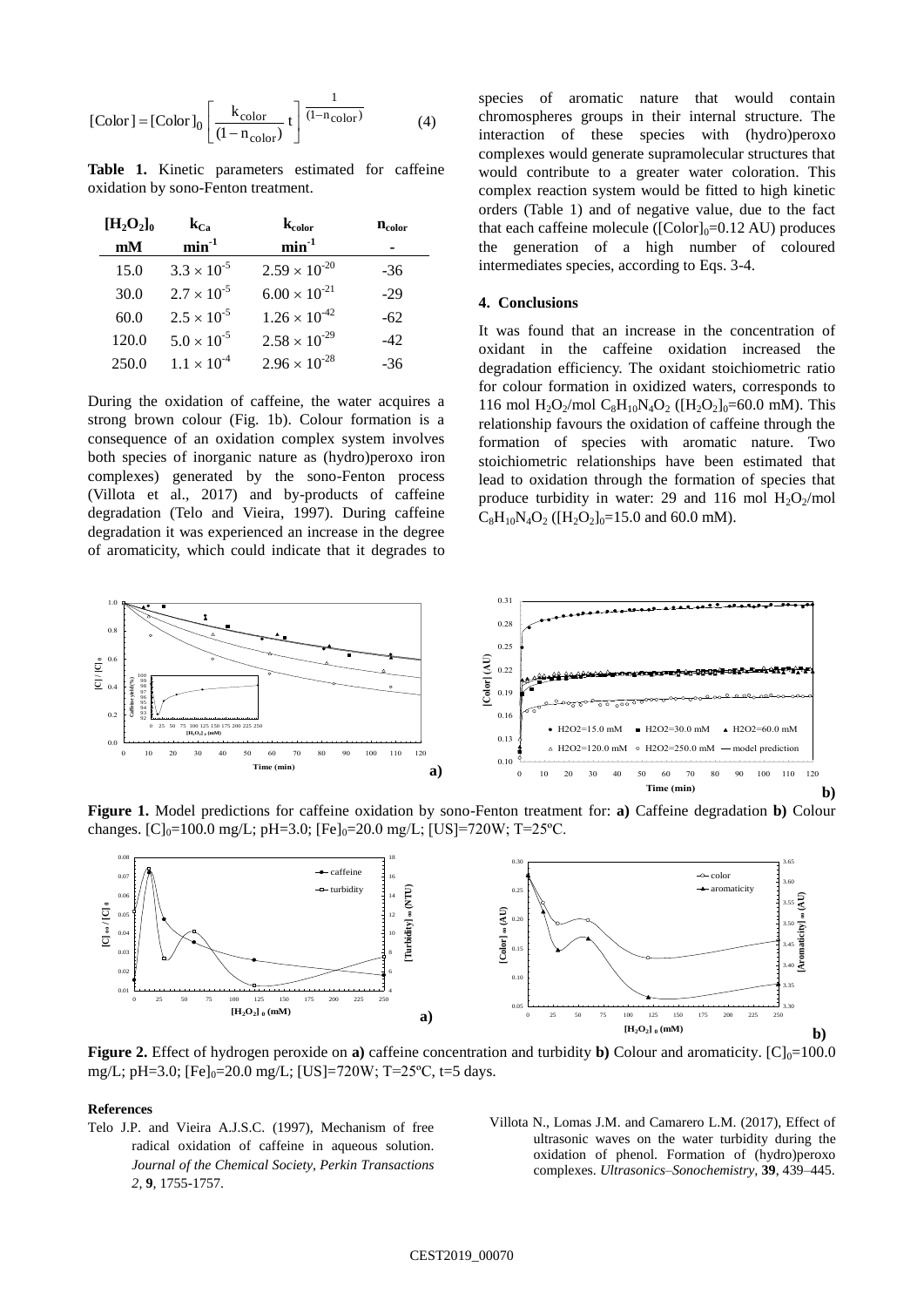$$[\text{Color}] = [\text{Color}]_0 \left[ \frac{k_{\text{color}}}{(1-n_{\text{color}})} t \right]^{\frac{1}{(1-n_{\text{color}})}} \qquad (4)$$

**Table 1.** Kinetic parameters estimated for caffeine oxidation by sono-Fenton treatment.

| $[H_2O_2]_0$ mM | $k_{Ca}$ $min^{-1}$ | $k_{color}$ $min^{-1}$ | $n_{color}$ - |
|---|---|---|---|
| 15.0 | $3.3 \times 10^{-5}$ | $2.59 \times 10^{-20}$ | -36 |
| 30.0 | $2.7 \times 10^{-5}$ | $6.00 \times 10^{-21}$ | -29 |
| 60.0 | $2.5 \times 10^{-5}$ | $1.26 \times 10^{-42}$ | -62 |
| 120.0 | $5.0 \times 10^{-5}$ | $2.58 \times 10^{-29}$ | -42 |
| 250.0 | $1.1 \times 10^{-4}$ | $2.96 \times 10^{-28}$ | -36 |

During the oxidation of caffeine, the water acquires a strong brown colour (Fig. 1b). Colour formation is a consequence of an oxidation complex system involves both species of inorganic nature as (hydro)peroxo iron complexes) generated by the sono-Fenton process (Villota et al., 2017) and by-products of caffeine degradation (Telo and Vieira, 1997). During caffeine degradation it was experienced an increase in the degree of aromaticity, which could indicate that it degrades to species of aromatic nature that would contain chromospheres groups in their internal structure. The interaction of these species with (hydro)peroxo complexes would generate supramolecular structures that would contribute to a greater water coloration. This complex reaction system would be fitted to high kinetic orders (Table 1) and of negative value, due to the fact that each caffeine molecule ($[\text{Color}]_0$=0.12 AU) produces the generation of a high number of coloured intermediates species, according to Eqs. 3-4.

## 4. Conclusions

It was found that an increase in the concentration of oxidant in the caffeine oxidation increased the degradation efficiency. The oxidant stoichiometric ratio for colour formation in oxidized waters, corresponds to 116 mol $H_2O_2$/mol $C_8H_{10}N_4O_2$ ($[H_2O_2]_0$=60.0 mM). This relationship favours the oxidation of caffeine through the formation of species with aromatic nature. Two stoichiometric relationships have been estimated that lead to oxidation through the formation of species that produce turbidity in water: 29 and 116 mol $H_2O_2$/mol $C_8H_{10}N_4O_2$ ($[H_2O_2]_0$=15.0 and 60.0 mM).

a)
[C] / [C]₀
Time (min)
Caffeine yield (%)
[H₂O₂]₀ (mM)

b)
[Color] (AU)
Time (min)
H2O2=15.0 mM, H2O2=30.0 mM, H2O2=60.0 mM, H2O2=120.0 mM, H2O2=250.0 mM, model prediction

**Figure 1.** Model predictions for caffeine oxidation by sono-Fenton treatment for: **a)** Caffeine degradation **b)** Colour changes. $[C]_0$=100.0 mg/L; pH=3.0; $[Fe]_0$=20.0 mg/L; [US]=720W; T=25ºC.

a)
[C] ∞ /[C] ₀
[Turbidity] ∞ (NTU)
[H₂O₂] ₀ (mM)
caffeine, turbidity

b)
[Color] ∞ (AU)
[Aromaticity] ∞ (AU)
[H₂O₂] ₀ (mM)
color, aromaticity

**Figure 2.** Effect of hydrogen peroxide on **a)** caffeine concentration and turbidity **b)** Colour and aromaticity. $[C]_0$=100.0 mg/L; pH=3.0; $[Fe]_0$=20.0 mg/L; [US]=720W; T=25ºC, t=5 days.

### References

Telo J.P. and Vieira A.J.S.C. (1997), Mechanism of free radical oxidation of caffeine in aqueous solution. *Journal of the Chemical Society, Perkin Transactions 2*, **9**, 1755-1757.

Villota N., Lomas J.M. and Camarero L.M. (2017), Effect of ultrasonic waves on the water turbidity during the oxidation of phenol. Formation of (hydro)peroxo complexes. *Ultrasonics–Sonochemistry*, **39**, 439–445.